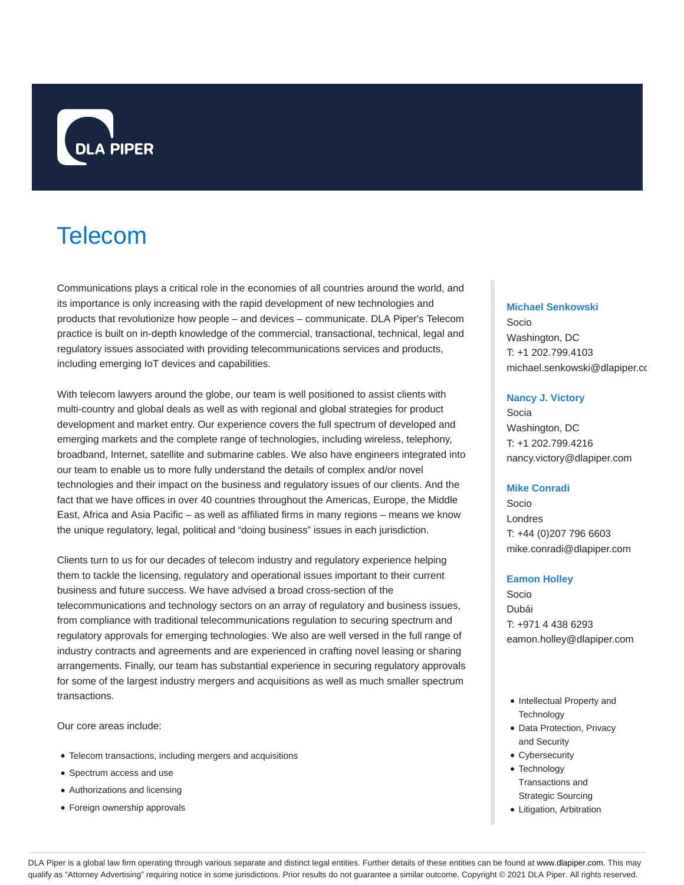DLA PIPER

# Telecom

Communications plays a critical role in the economies of all countries around the world, and its importance is only increasing with the rapid development of new technologies and products that revolutionize how people – and devices – communicate. DLA Piper's Telecom practice is built on in-depth knowledge of the commercial, transactional, technical, legal and regulatory issues associated with providing telecommunications services and products, including emerging IoT devices and capabilities.

With telecom lawyers around the globe, our team is well positioned to assist clients with multi-country and global deals as well as with regional and global strategies for product development and market entry. Our experience covers the full spectrum of developed and emerging markets and the complete range of technologies, including wireless, telephony, broadband, Internet, satellite and submarine cables. We also have engineers integrated into our team to enable us to more fully understand the details of complex and/or novel technologies and their impact on the business and regulatory issues of our clients. And the fact that we have offices in over 40 countries throughout the Americas, Europe, the Middle East, Africa and Asia Pacific – as well as affiliated firms in many regions – means we know the unique regulatory, legal, political and "doing business" issues in each jurisdiction.

Clients turn to us for our decades of telecom industry and regulatory experience helping them to tackle the licensing, regulatory and operational issues important to their current business and future success. We have advised a broad cross-section of the telecommunications and technology sectors on an array of regulatory and business issues, from compliance with traditional telecommunications regulation to securing spectrum and regulatory approvals for emerging technologies. We also are well versed in the full range of industry contracts and agreements and are experienced in crafting novel leasing or sharing arrangements. Finally, our team has substantial experience in securing regulatory approvals for some of the largest industry mergers and acquisitions as well as much smaller spectrum transactions.

Our core areas include:

- Telecom transactions, including mergers and acquisitions
- Spectrum access and use
- Authorizations and licensing
- Foreign ownership approvals

**Michael Senkowski**
Socio
Washington, DC
T: +1 202.799.4103
michael.senkowski@dlapiper.co

**Nancy J. Victory**
Socia
Washington, DC
T: +1 202.799.4216
nancy.victory@dlapiper.com

**Mike Conradi**
Socio
Londres
T: +44 (0)207 796 6603
mike.conradi@dlapiper.com

**Eamon Holley**
Socio
Dubái
T: +971 4 438 6293
eamon.holley@dlapiper.com

- Intellectual Property and Technology
- Data Protection, Privacy and Security
- Cybersecurity
- Technology Transactions and Strategic Sourcing
- Litigation, Arbitration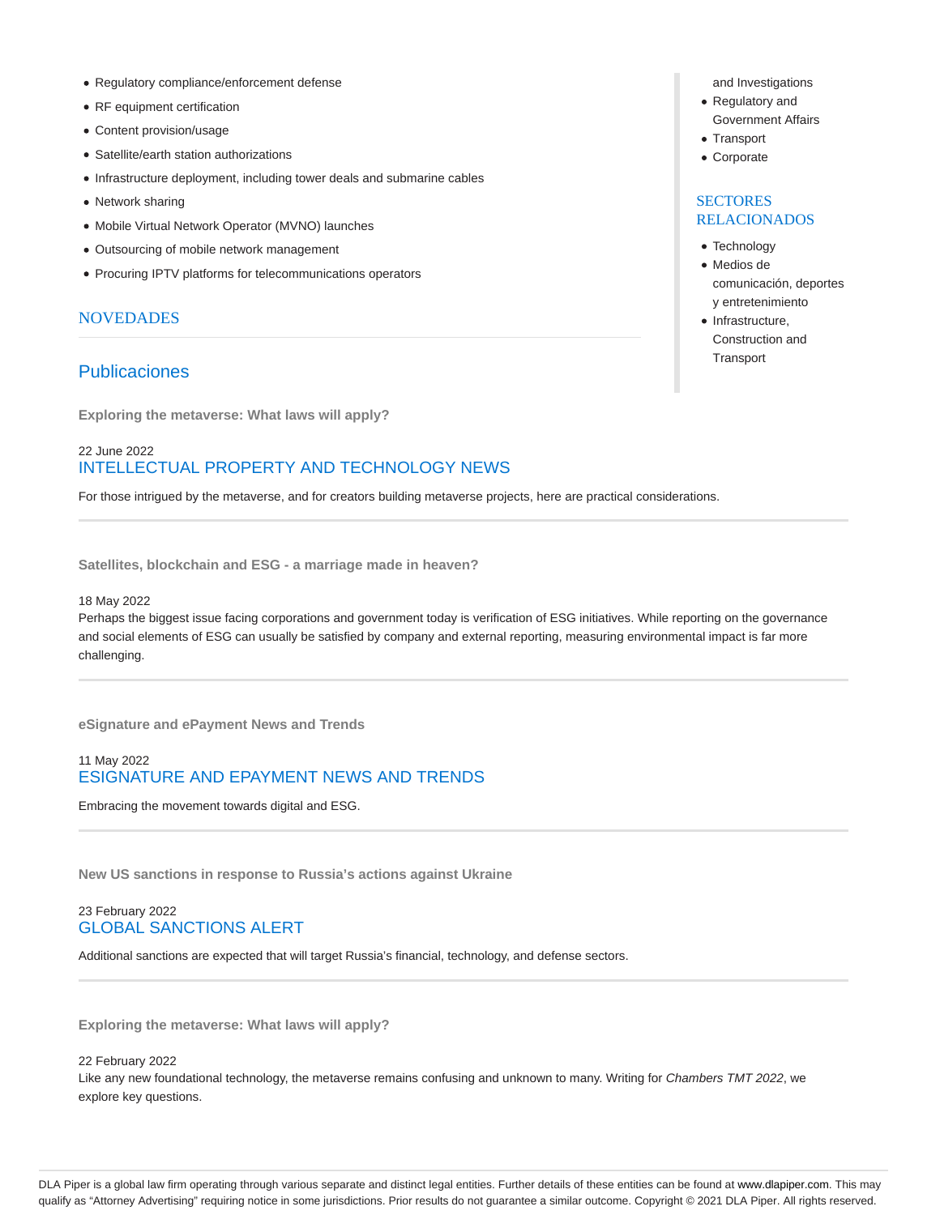- Regulatory compliance/enforcement defense
- RF equipment certification
- Content provision/usage
- Satellite/earth station authorizations
- Infrastructure deployment, including tower deals and submarine cables
- Network sharing
- Mobile Virtual Network Operator (MVNO) launches
- Outsourcing of mobile network management
- Procuring IPTV platforms for telecommunications operators

## NOVEDADES

### Publicaciones

**Exploring the metaverse: What laws will apply?**

22 June 2022
INTELLECTUAL PROPERTY AND TECHNOLOGY NEWS

For those intrigued by the metaverse, and for creators building metaverse projects, here are practical considerations.

**Satellites, blockchain and ESG - a marriage made in heaven?**

18 May 2022
Perhaps the biggest issue facing corporations and government today is verification of ESG initiatives. While reporting on the governance and social elements of ESG can usually be satisfied by company and external reporting, measuring environmental impact is far more challenging.

**eSignature and ePayment News and Trends**

11 May 2022
ESIGNATURE AND EPAYMENT NEWS AND TRENDS

Embracing the movement towards digital and ESG.

**New US sanctions in response to Russia's actions against Ukraine**

23 February 2022
GLOBAL SANCTIONS ALERT

Additional sanctions are expected that will target Russia's financial, technology, and defense sectors.

**Exploring the metaverse: What laws will apply?**

22 February 2022
Like any new foundational technology, the metaverse remains confusing and unknown to many. Writing for *Chambers TMT 2022*, we explore key questions.

and Investigations
- Regulatory and Government Affairs
- Transport
- Corporate

## SECTORES RELACIONADOS

- Technology
- Medios de comunicación, deportes y entretenimiento
- Infrastructure, Construction and Transport

DLA Piper is a global law firm operating through various separate and distinct legal entities. Further details of these entities can be found at www.dlapiper.com. This may qualify as "Attorney Advertising" requiring notice in some jurisdictions. Prior results do not guarantee a similar outcome. Copyright © 2021 DLA Piper. All rights reserved.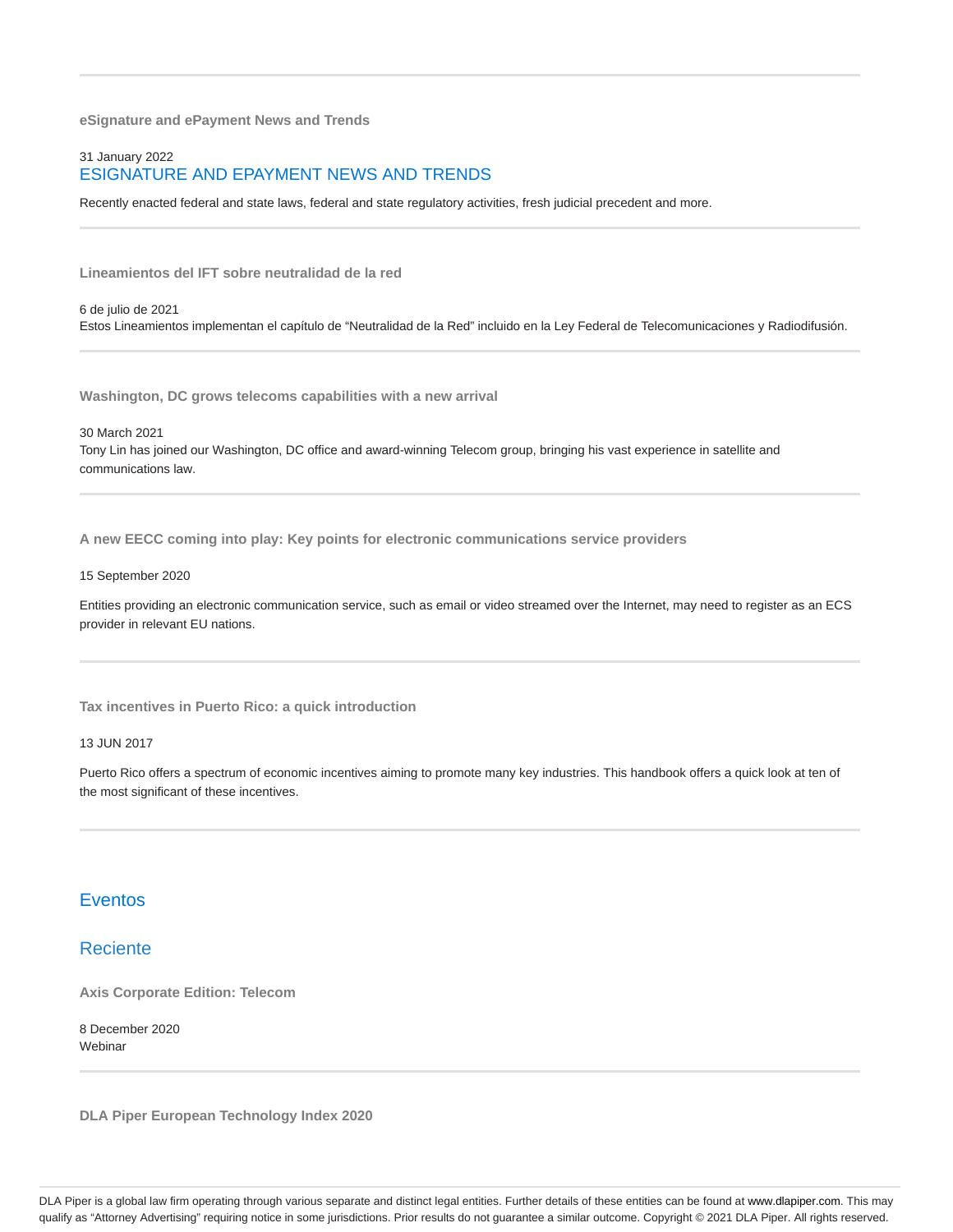**eSignature and ePayment News and Trends**

31 January 2022

ESIGNATURE AND EPAYMENT NEWS AND TRENDS

Recently enacted federal and state laws, federal and state regulatory activities, fresh judicial precedent and more.

---

**Lineamientos del IFT sobre neutralidad de la red**

6 de julio de 2021

Estos Lineamientos implementan el capítulo de "Neutralidad de la Red" incluido en la Ley Federal de Telecomunicaciones y Radiodifusión.

---

**Washington, DC grows telecoms capabilities with a new arrival**

30 March 2021

Tony Lin has joined our Washington, DC office and award-winning Telecom group, bringing his vast experience in satellite and communications law.

---

**A new EECC coming into play: Key points for electronic communications service providers**

15 September 2020

Entities providing an electronic communication service, such as email or video streamed over the Internet, may need to register as an ECS provider in relevant EU nations.

---

**Tax incentives in Puerto Rico: a quick introduction**

13 JUN 2017

Puerto Rico offers a spectrum of economic incentives aiming to promote many key industries. This handbook offers a quick look at ten of the most significant of these incentives.

---

## Eventos

## Reciente

**Axis Corporate Edition: Telecom**

8 December 2020

Webinar

---

**DLA Piper European Technology Index 2020**

DLA Piper is a global law firm operating through various separate and distinct legal entities. Further details of these entities can be found at www.dlapiper.com. This may qualify as "Attorney Advertising" requiring notice in some jurisdictions. Prior results do not guarantee a similar outcome. Copyright © 2021 DLA Piper. All rights reserved.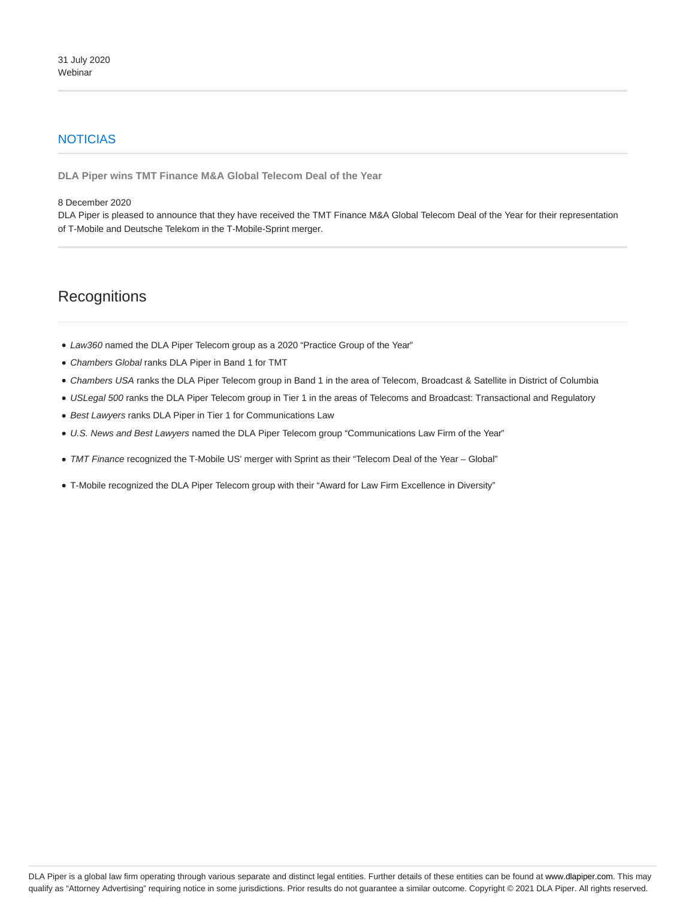31 July 2020
Webinar

## NOTICIAS

**DLA Piper wins TMT Finance M&A Global Telecom Deal of the Year**

8 December 2020
DLA Piper is pleased to announce that they have received the TMT Finance M&A Global Telecom Deal of the Year for their representation of T-Mobile and Deutsche Telekom in the T-Mobile-Sprint merger.

## Recognitions

- *Law360* named the DLA Piper Telecom group as a 2020 "Practice Group of the Year"
- *Chambers Global* ranks DLA Piper in Band 1 for TMT
- *Chambers USA* ranks the DLA Piper Telecom group in Band 1 in the area of Telecom, Broadcast & Satellite in District of Columbia
- *USLegal 500* ranks the DLA Piper Telecom group in Tier 1 in the areas of Telecoms and Broadcast: Transactional and Regulatory
- *Best Lawyers* ranks DLA Piper in Tier 1 for Communications Law
- *U.S. News and Best Lawyers* named the DLA Piper Telecom group "Communications Law Firm of the Year"
- *TMT Finance* recognized the T-Mobile US' merger with Sprint as their "Telecom Deal of the Year – Global"
- T-Mobile recognized the DLA Piper Telecom group with their "Award for Law Firm Excellence in Diversity"

DLA Piper is a global law firm operating through various separate and distinct legal entities. Further details of these entities can be found at www.dlapiper.com. This may qualify as "Attorney Advertising" requiring notice in some jurisdictions. Prior results do not guarantee a similar outcome. Copyright © 2021 DLA Piper. All rights reserved.